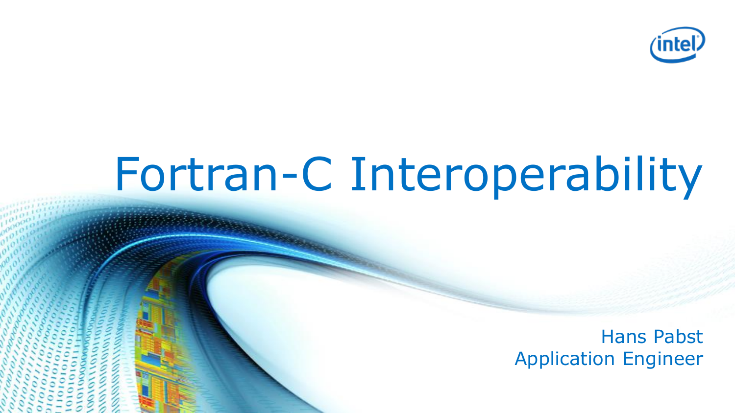# Fortran-C Interoperability

Hans Pabst
Application Engineer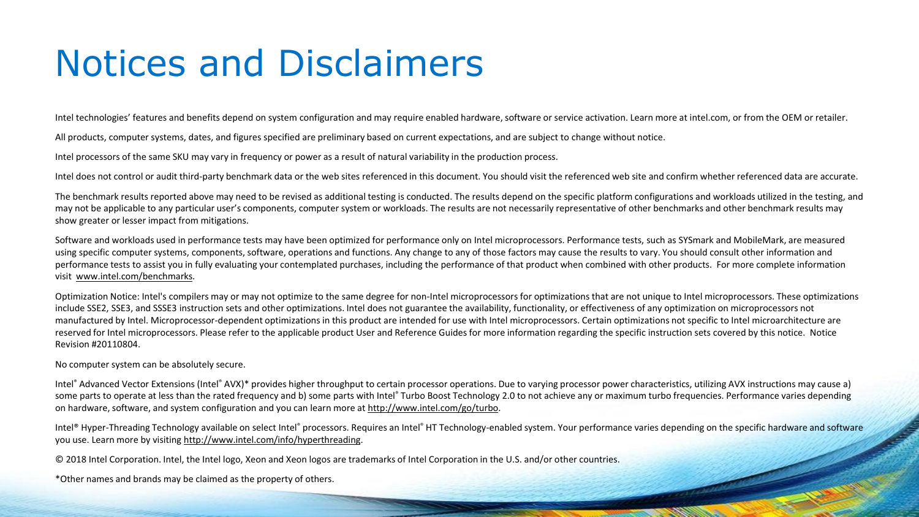# Notices and Disclaimers

Intel technologies' features and benefits depend on system configuration and may require enabled hardware, software or service activation. Learn more at intel.com, or from the OEM or retailer.

All products, computer systems, dates, and figures specified are preliminary based on current expectations, and are subject to change without notice.

Intel processors of the same SKU may vary in frequency or power as a result of natural variability in the production process.

Intel does not control or audit third-party benchmark data or the web sites referenced in this document. You should visit the referenced web site and confirm whether referenced data are accurate.

The benchmark results reported above may need to be revised as additional testing is conducted. The results depend on the specific platform configurations and workloads utilized in the testing, and may not be applicable to any particular user's components, computer system or workloads. The results are not necessarily representative of other benchmarks and other benchmark results may show greater or lesser impact from mitigations.

Software and workloads used in performance tests may have been optimized for performance only on Intel microprocessors. Performance tests, such as SYSmark and MobileMark, are measured using specific computer systems, components, software, operations and functions. Any change to any of those factors may cause the results to vary. You should consult other information and performance tests to assist you in fully evaluating your contemplated purchases, including the performance of that product when combined with other products. For more complete information visit www.intel.com/benchmarks.

Optimization Notice: Intel's compilers may or may not optimize to the same degree for non-Intel microprocessors for optimizations that are not unique to Intel microprocessors. These optimizations include SSE2, SSE3, and SSSE3 instruction sets and other optimizations. Intel does not guarantee the availability, functionality, or effectiveness of any optimization on microprocessors not manufactured by Intel. Microprocessor-dependent optimizations in this product are intended for use with Intel microprocessors. Certain optimizations not specific to Intel microarchitecture are reserved for Intel microprocessors. Please refer to the applicable product User and Reference Guides for more information regarding the specific instruction sets covered by this notice. Notice Revision #20110804.

No computer system can be absolutely secure.

Intel® Advanced Vector Extensions (Intel® AVX)* provides higher throughput to certain processor operations. Due to varying processor power characteristics, utilizing AVX instructions may cause a) some parts to operate at less than the rated frequency and b) some parts with Intel® Turbo Boost Technology 2.0 to not achieve any or maximum turbo frequencies. Performance varies depending on hardware, software, and system configuration and you can learn more at http://www.intel.com/go/turbo.

Intel® Hyper-Threading Technology available on select Intel® processors. Requires an Intel® HT Technology-enabled system. Your performance varies depending on the specific hardware and software you use. Learn more by visiting http://www.intel.com/info/hyperthreading.

© 2018 Intel Corporation. Intel, the Intel logo, Xeon and Xeon logos are trademarks of Intel Corporation in the U.S. and/or other countries.

*Other names and brands may be claimed as the property of others.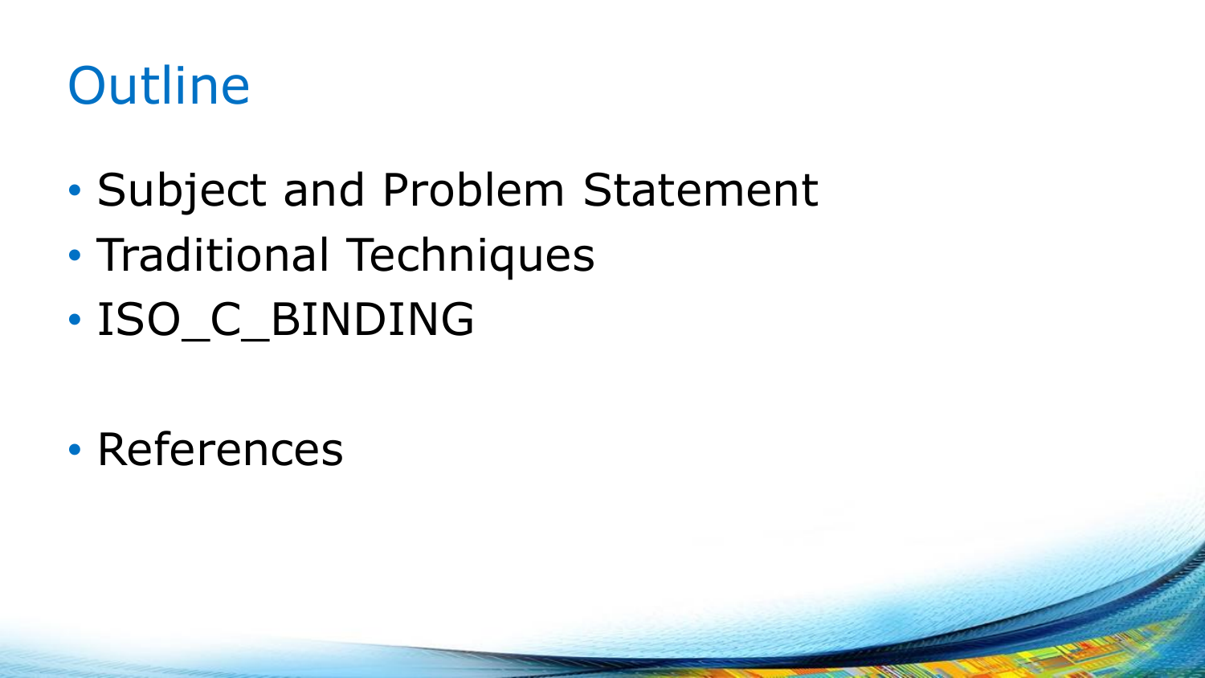# Outline

- Subject and Problem Statement
- Traditional Techniques
- ISO_C_BINDING

- References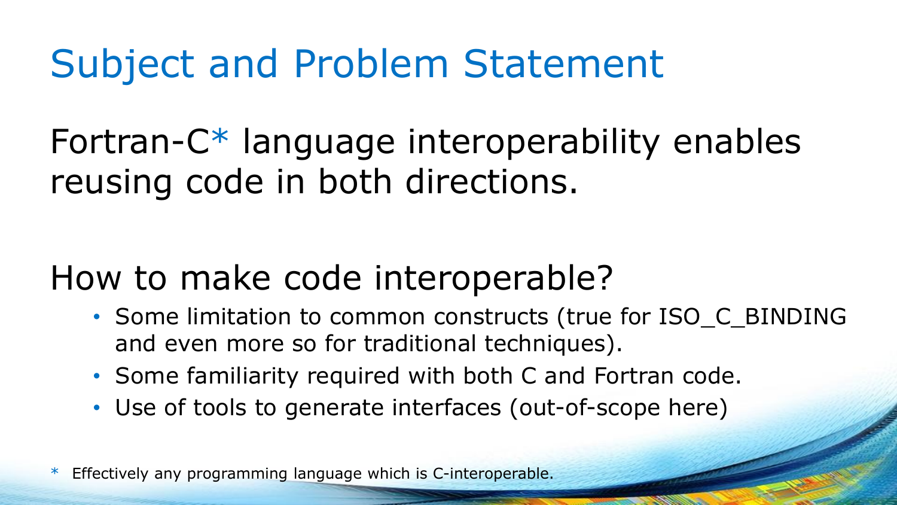# Subject and Problem Statement

Fortran-C* language interoperability enables reusing code in both directions.

## How to make code interoperable?

- Some limitation to common constructs (true for ISO_C_BINDING and even more so for traditional techniques).
- Some familiarity required with both C and Fortran code.
- Use of tools to generate interfaces (out-of-scope here)

\* Effectively any programming language which is C-interoperable.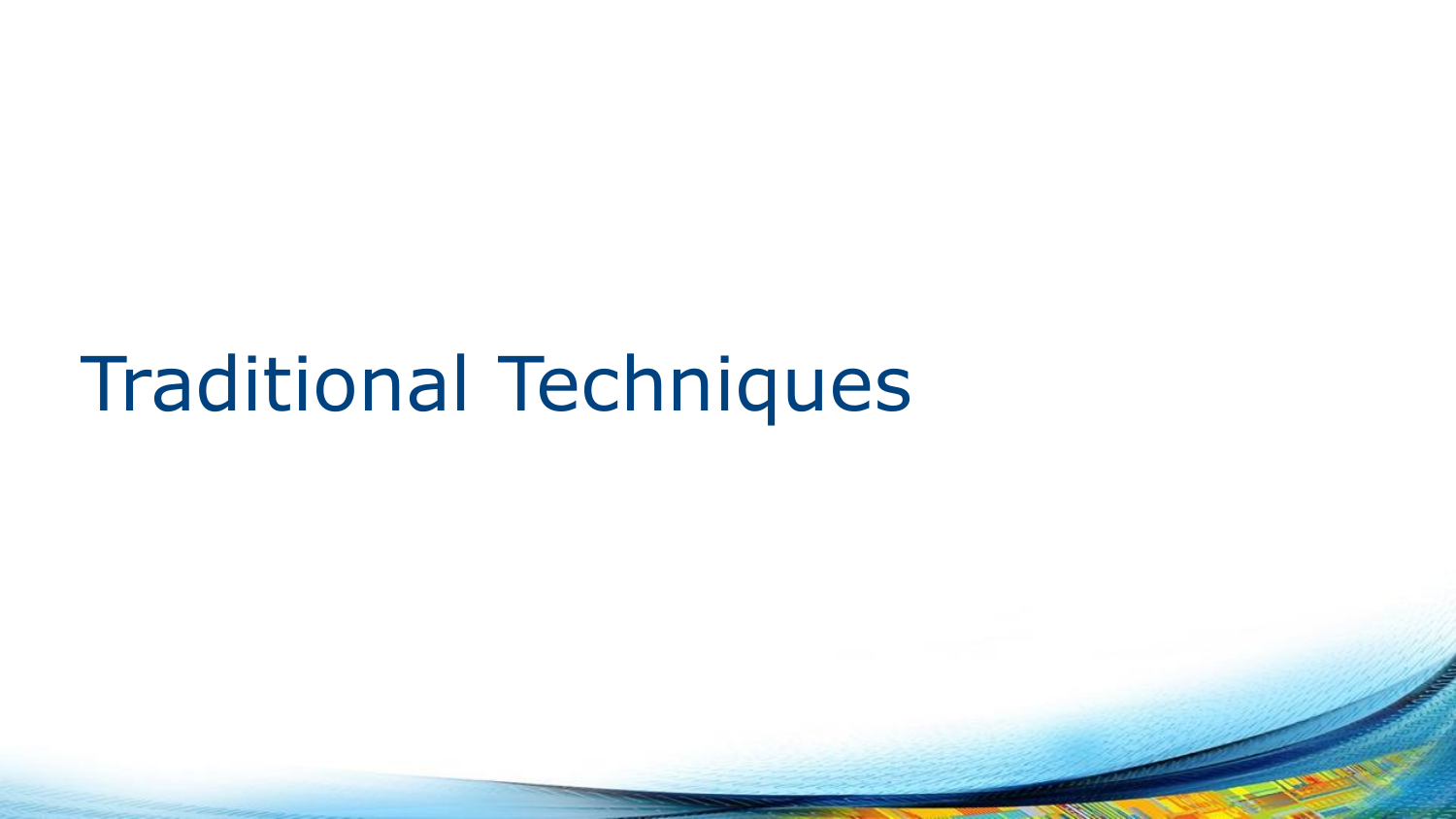# Traditional Techniques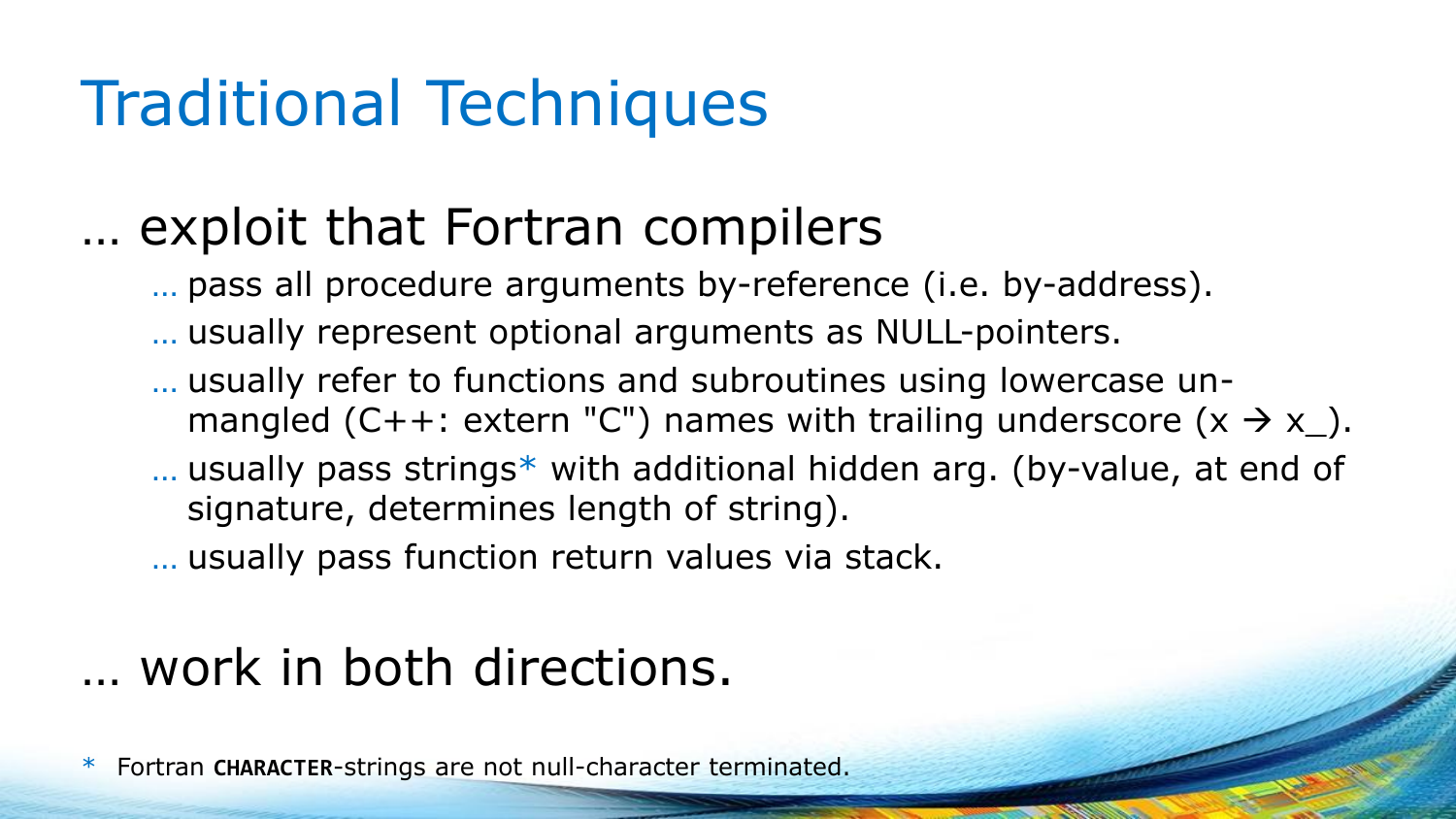# Traditional Techniques

## … exploit that Fortran compilers

- … pass all procedure arguments by-reference (i.e. by-address).
- … usually represent optional arguments as NULL-pointers.
- … usually refer to functions and subroutines using lowercase un-mangled (C++: extern "C") names with trailing underscore (x → x_).
- … usually pass strings* with additional hidden arg. (by-value, at end of signature, determines length of string).
- … usually pass function return values via stack.

## … work in both directions.

* Fortran **CHARACTER**-strings are not null-character terminated.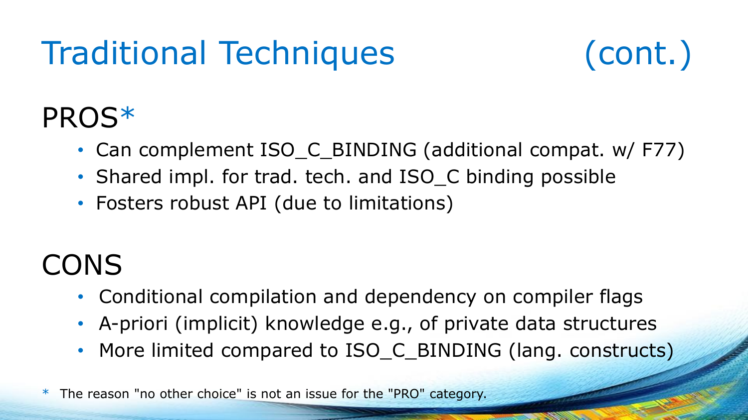# Traditional Techniques (cont.)

## PROS*

- Can complement ISO_C_BINDING (additional compat. w/ F77)
- Shared impl. for trad. tech. and ISO_C binding possible
- Fosters robust API (due to limitations)

## CONS

- Conditional compilation and dependency on compiler flags
- A-priori (implicit) knowledge e.g., of private data structures
- More limited compared to ISO_C_BINDING (lang. constructs)

* The reason "no other choice" is not an issue for the "PRO" category.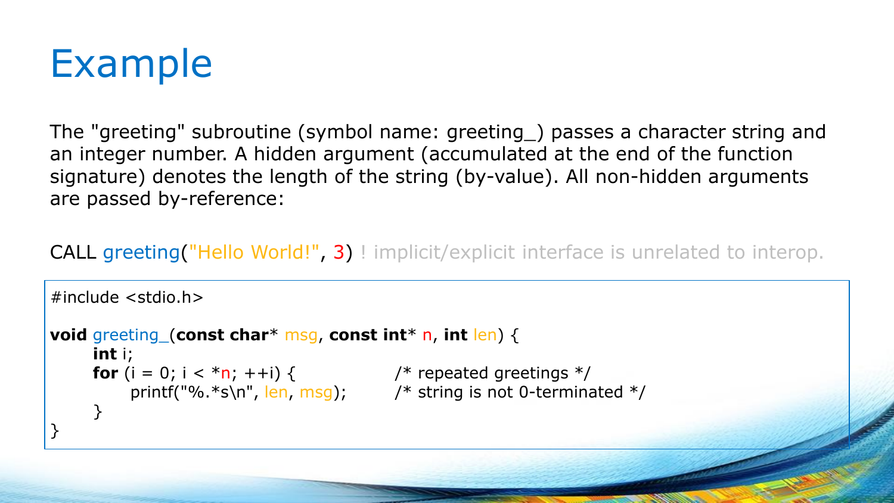# Example

The "greeting" subroutine (symbol name: greeting_) passes a character string and an integer number. A hidden argument (accumulated at the end of the function signature) denotes the length of the string (by-value). All non-hidden arguments are passed by-reference:

```
CALL greeting("Hello World!", 3) ! implicit/explicit interface is unrelated to interop.
```

```c
#include <stdio.h>

void greeting_(const char* msg, const int* n, int len) {
      int i;
      for (i = 0; i < *n; ++i) {               /* repeated greetings */
            printf("%.*s\n", len, msg);        /* string is not 0-terminated */
      }
}
```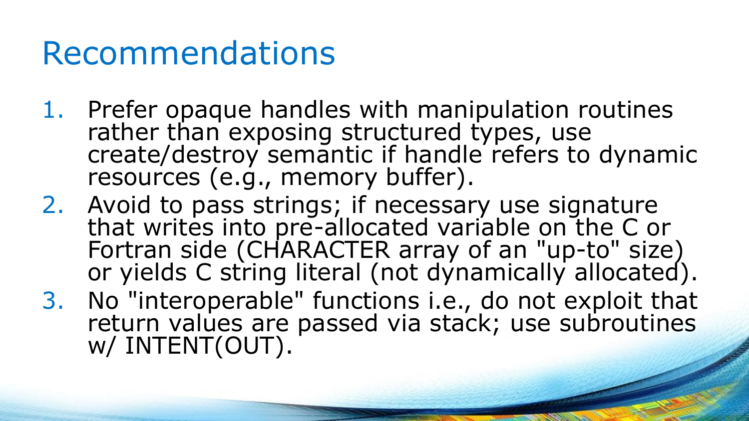# Recommendations

1. Prefer opaque handles with manipulation routines rather than exposing structured types, use create/destroy semantic if handle refers to dynamic resources (e.g., memory buffer).
2. Avoid to pass strings; if necessary use signature that writes into pre-allocated variable on the C or Fortran side (CHARACTER array of an "up-to" size) or yields C string literal (not dynamically allocated).
3. No "interoperable" functions i.e., do not exploit that return values are passed via stack; use subroutines w/ INTENT(OUT).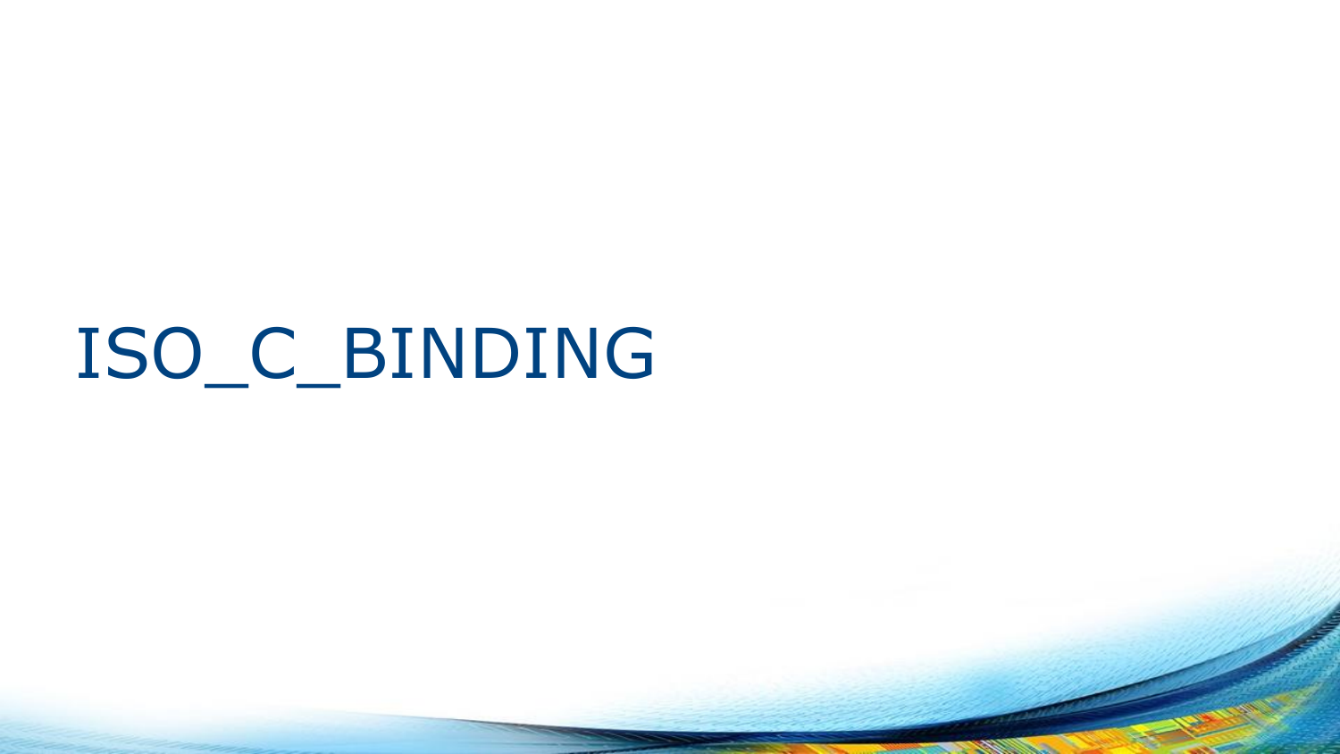# ISO_C_BINDING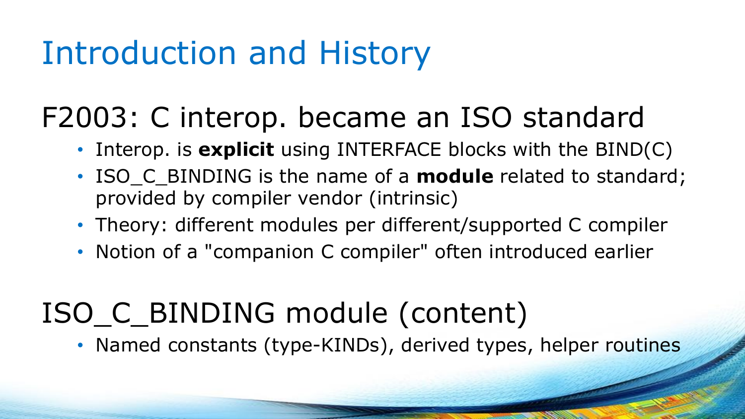# Introduction and History

## F2003: C interop. became an ISO standard

- Interop. is **explicit** using INTERFACE blocks with the BIND(C)
- ISO_C_BINDING is the name of a **module** related to standard; provided by compiler vendor (intrinsic)
- Theory: different modules per different/supported C compiler
- Notion of a "companion C compiler" often introduced earlier

## ISO_C_BINDING module (content)

- Named constants (type-KINDs), derived types, helper routines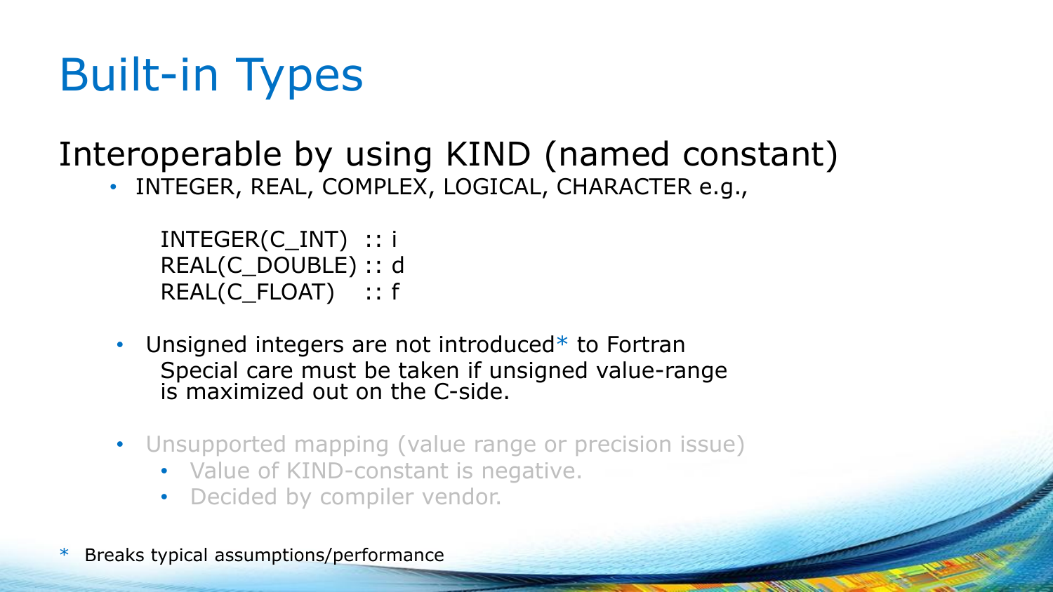# Built-in Types

## Interoperable by using KIND (named constant)

- INTEGER, REAL, COMPLEX, LOGICAL, CHARACTER e.g.,

```
INTEGER(C_INT)  :: i
REAL(C_DOUBLE) :: d
REAL(C_FLOAT)    :: f
```

- Unsigned integers are not introduced* to Fortran
  Special care must be taken if unsigned value-range is maximized out on the C-side.

- Unsupported mapping (value range or precision issue)
  - Value of KIND-constant is negative.
  - Decided by compiler vendor.

\* Breaks typical assumptions/performance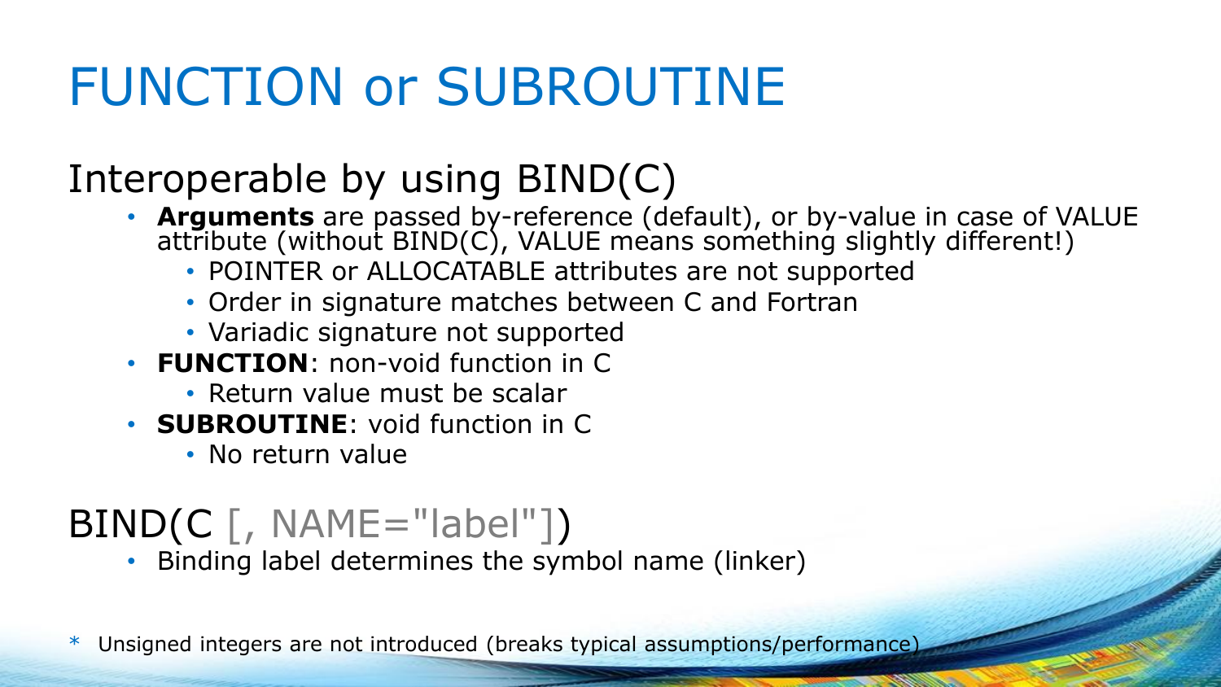# FUNCTION or SUBROUTINE

## Interoperable by using BIND(C)

- **Arguments** are passed by-reference (default), or by-value in case of VALUE attribute (without BIND(C), VALUE means something slightly different!)
  - POINTER or ALLOCATABLE attributes are not supported
  - Order in signature matches between C and Fortran
  - Variadic signature not supported
- **FUNCTION**: non-void function in C
  - Return value must be scalar
- **SUBROUTINE**: void function in C
  - No return value

## BIND(C [, NAME="label"])

- Binding label determines the symbol name (linker)

\* Unsigned integers are not introduced (breaks typical assumptions/performance)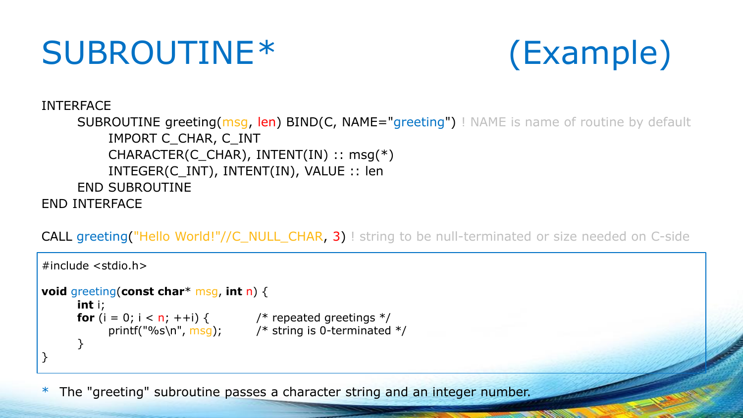# SUBROUTINE* (Example)

```fortran
INTERFACE
      SUBROUTINE greeting(msg, len) BIND(C, NAME="greeting") ! NAME is name of routine by default
            IMPORT C_CHAR, C_INT
            CHARACTER(C_CHAR), INTENT(IN) :: msg(*)
            INTEGER(C_INT), INTENT(IN), VALUE :: len
      END SUBROUTINE
END INTERFACE

CALL greeting("Hello World!"//C_NULL_CHAR, 3) ! string to be null-terminated or size needed on C-side
```

```c
#include <stdio.h>

void greeting(const char* msg, int n) {
      int i;
      for (i = 0; i < n; ++i) {          /* repeated greetings */
            printf("%s\n", msg);         /* string is 0-terminated */
      }
}
```

* The "greeting" subroutine passes a character string and an integer number.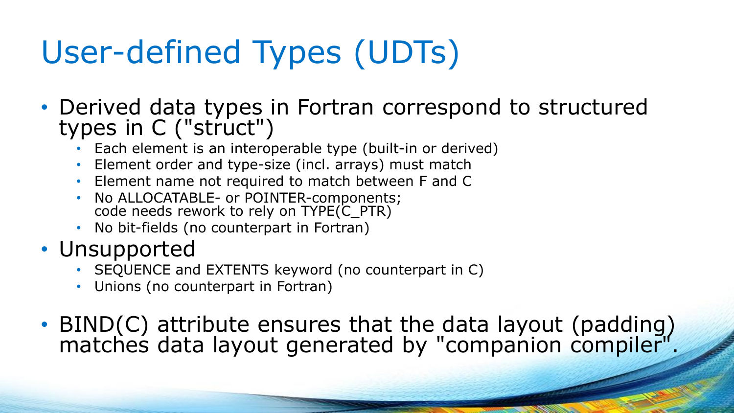# User-defined Types (UDTs)

- Derived data types in Fortran correspond to structured types in C ("struct")
  - Each element is an interoperable type (built-in or derived)
  - Element order and type-size (incl. arrays) must match
  - Element name not required to match between F and C
  - No ALLOCATABLE- or POINTER-components; code needs rework to rely on TYPE(C_PTR)
  - No bit-fields (no counterpart in Fortran)
- Unsupported
  - SEQUENCE and EXTENTS keyword (no counterpart in C)
  - Unions (no counterpart in Fortran)
- BIND(C) attribute ensures that the data layout (padding) matches data layout generated by "companion compiler".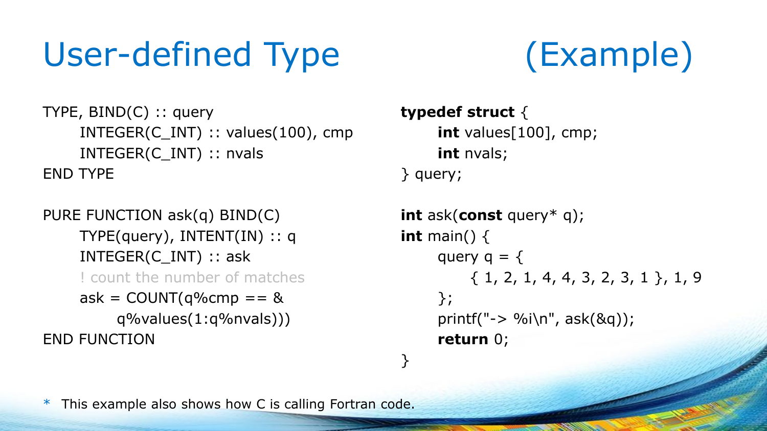# User-defined Type (Example)

```fortran
TYPE, BIND(C) :: query
    INTEGER(C_INT) :: values(100), cmp
    INTEGER(C_INT) :: nvals
END TYPE

PURE FUNCTION ask(q) BIND(C)
    TYPE(query), INTENT(IN) :: q
    INTEGER(C_INT) :: ask
    ! count the number of matches
    ask = COUNT(q%cmp == &
        q%values(1:q%nvals)))
END FUNCTION
```

```c
typedef struct {
    int values[100], cmp;
    int nvals;
} query;

int ask(const query* q);
int main() {
    query q = {
        { 1, 2, 1, 4, 4, 3, 2, 3, 1 }, 1, 9
    };
    printf("-> %i\n", ask(&q));
    return 0;
}
```

* This example also shows how C is calling Fortran code.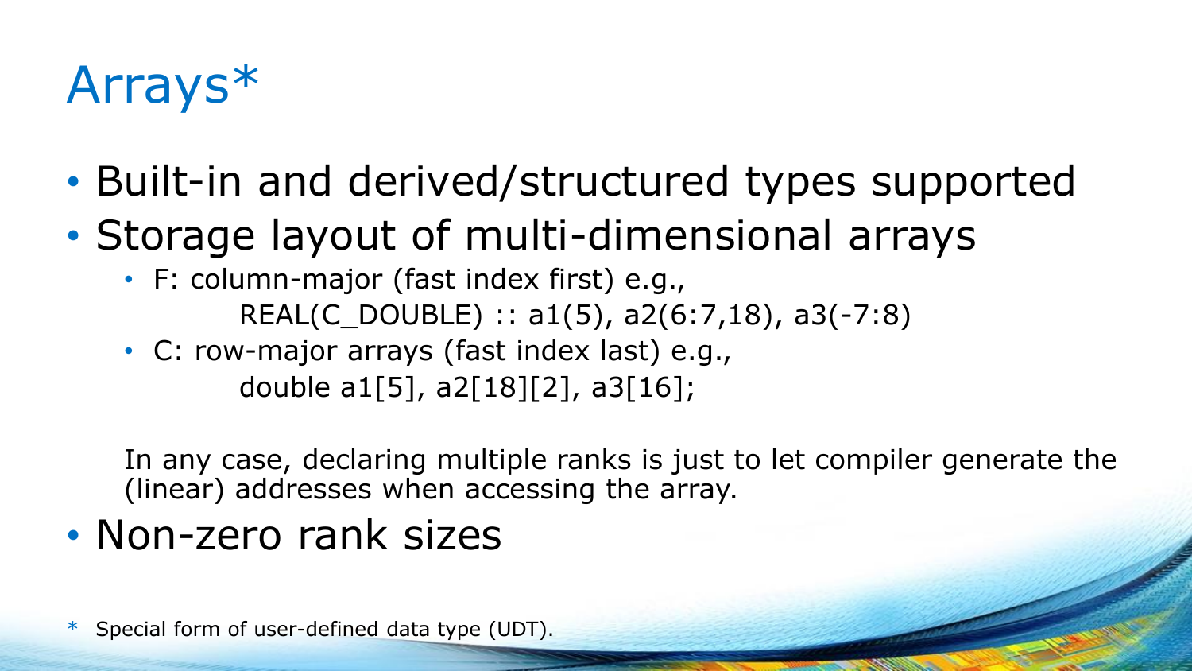# Arrays*

- Built-in and derived/structured types supported
- Storage layout of multi-dimensional arrays
  - F: column-major (fast index first) e.g.,

    ```
    REAL(C_DOUBLE) :: a1(5), a2(6:7,18), a3(-7:8)
    ```

  - C: row-major arrays (fast index last) e.g.,

    ```
    double a1[5], a2[18][2], a3[16];
    ```

  In any case, declaring multiple ranks is just to let compiler generate the (linear) addresses when accessing the array.

- Non-zero rank sizes

\* Special form of user-defined data type (UDT).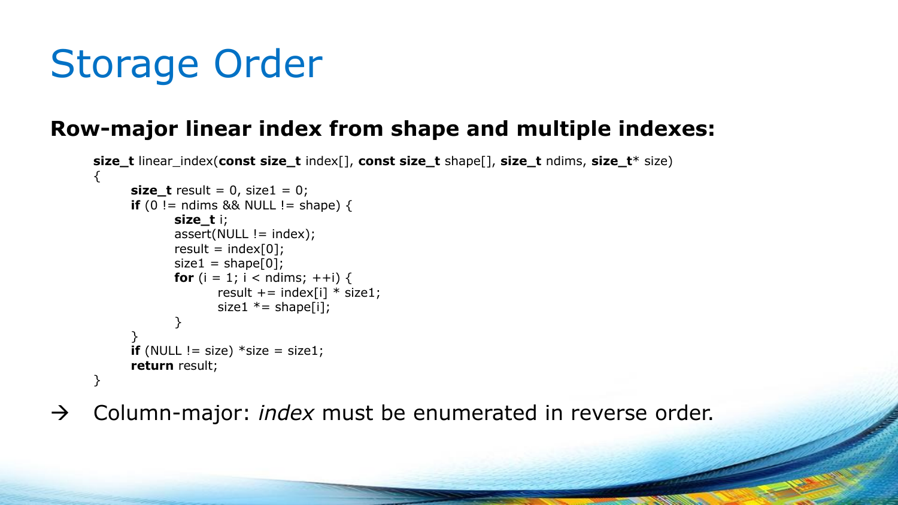# Storage Order

## Row-major linear index from shape and multiple indexes:

```
size_t linear_index(const size_t index[], const size_t shape[], size_t ndims, size_t* size)
{
        size_t result = 0, size1 = 0;
        if (0 != ndims && NULL != shape) {
                size_t i;
                assert(NULL != index);
                result = index[0];
                size1 = shape[0];
                for (i = 1; i < ndims; ++i) {
                        result += index[i] * size1;
                        size1 *= shape[i];
                }
        }
        if (NULL != size) *size = size1;
        return result;
}
```

→ Column-major: *index* must be enumerated in reverse order.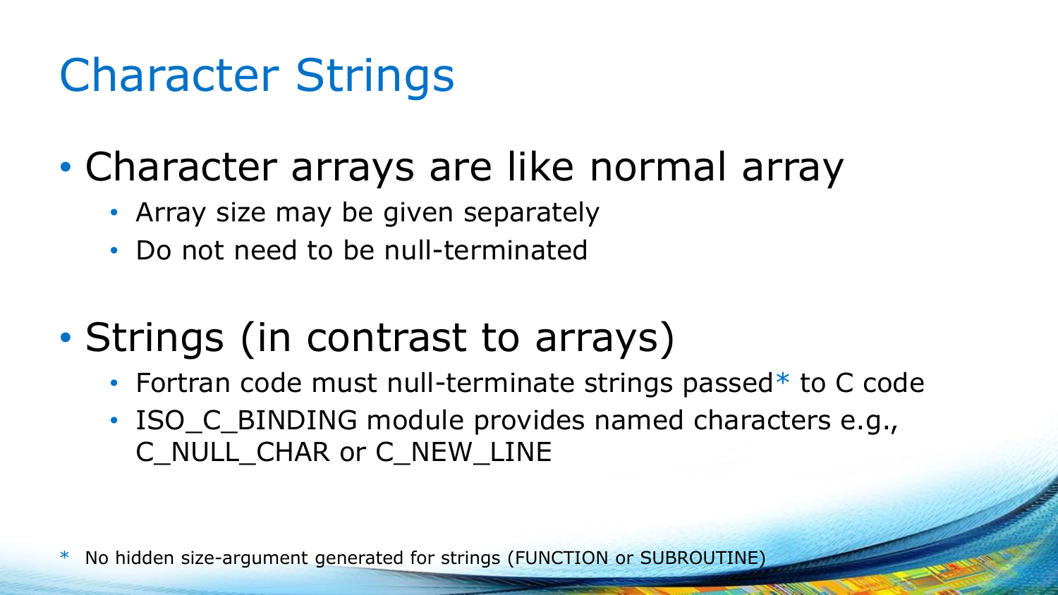# Character Strings

- Character arrays are like normal array
  - Array size may be given separately
  - Do not need to be null-terminated

- Strings (in contrast to arrays)
  - Fortran code must null-terminate strings passed* to C code
  - ISO_C_BINDING module provides named characters e.g., C_NULL_CHAR or C_NEW_LINE

* No hidden size-argument generated for strings (FUNCTION or SUBROUTINE)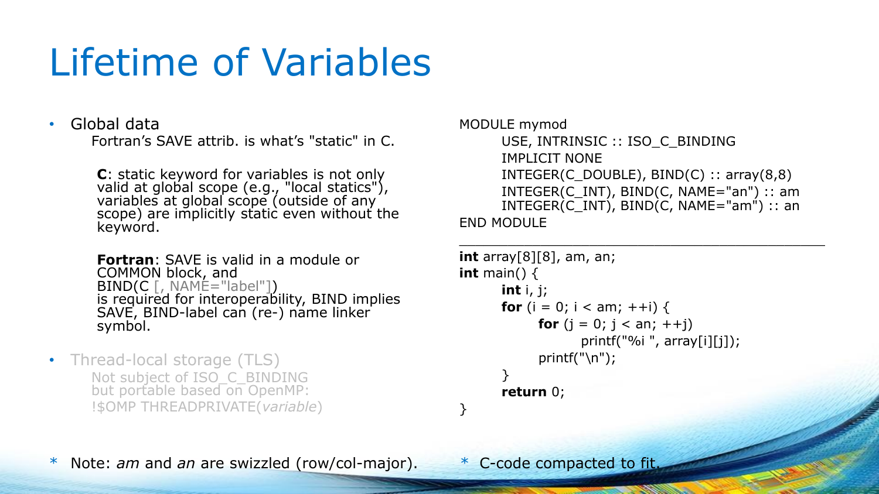# Lifetime of Variables

- Global data
  Fortran's SAVE attrib. is what's "static" in C.

  **C**: static keyword for variables is not only valid at global scope (e.g., "local statics"), variables at global scope (outside of any scope) are implicitly static even without the keyword.

  **Fortran**: SAVE is valid in a module or COMMON block, and BIND(C [, NAME="label"]) is required for interoperability, BIND implies SAVE, BIND-label can (re-) name linker symbol.

- Thread-local storage (TLS)
  Not subject of ISO_C_BINDING but portable based on OpenMP:
  !$OMP THREADPRIVATE(*variable*)

```
MODULE mymod
      USE, INTRINSIC :: ISO_C_BINDING
      IMPLICIT NONE
      INTEGER(C_DOUBLE), BIND(C) :: array(8,8)
      INTEGER(C_INT), BIND(C, NAME="an") :: am
      INTEGER(C_INT), BIND(C, NAME="am") :: an
END MODULE
```

---

```
int array[8][8], am, an;
int main() {
      int i, j;
      for (i = 0; i < am; ++i) {
            for (j = 0; j < an; ++j)
                  printf("%i ", array[i][j]);
            printf("\n");
      }
      return 0;
}
```

\* Note: *am* and *an* are swizzled (row/col-major).

\* C-code compacted to fit.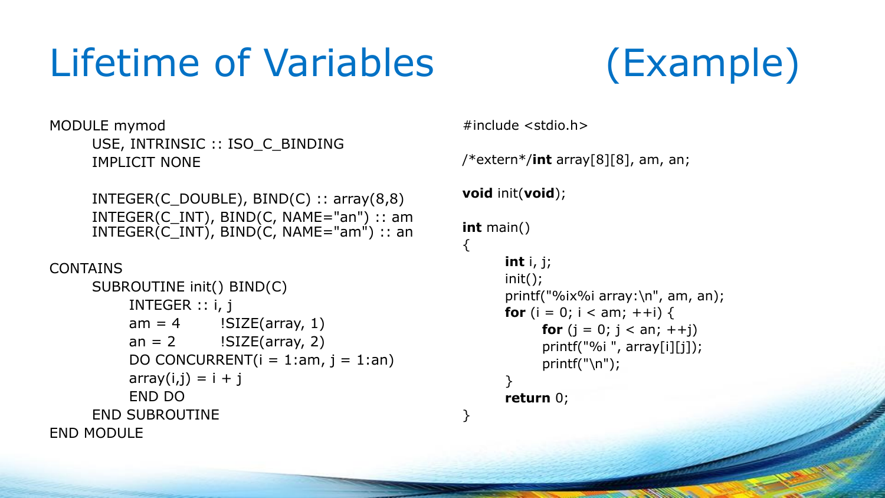# Lifetime of Variables (Example)

```fortran
MODULE mymod
    USE, INTRINSIC :: ISO_C_BINDING
    IMPLICIT NONE

    INTEGER(C_DOUBLE), BIND(C) :: array(8,8)
    INTEGER(C_INT), BIND(C, NAME="an") :: am
    INTEGER(C_INT), BIND(C, NAME="am") :: an

CONTAINS
    SUBROUTINE init() BIND(C)
        INTEGER :: i, j
        am = 4      !SIZE(array, 1)
        an = 2      !SIZE(array, 2)
        DO CONCURRENT(i = 1:am, j = 1:an)
        array(i,j) = i + j
        END DO
    END SUBROUTINE
END MODULE
```

```c
#include <stdio.h>

/*extern*/int array[8][8], am, an;

void init(void);

int main()
{
    int i, j;
    init();
    printf("%ix%i array:\n", am, an);
    for (i = 0; i < am; ++i) {
        for (j = 0; j < an; ++j)
        printf("%i ", array[i][j]);
        printf("\n");
    }
    return 0;
}
```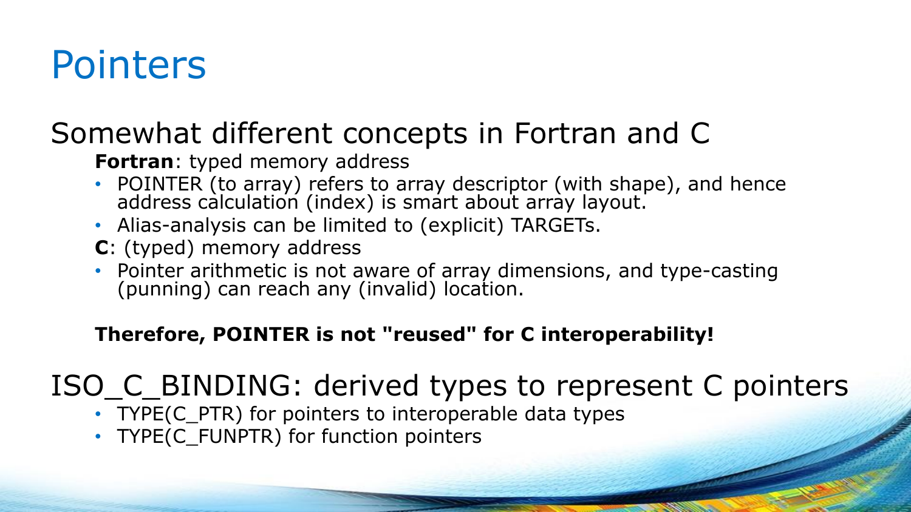# Pointers

## Somewhat different concepts in Fortran and C

**Fortran**: typed memory address

- POINTER (to array) refers to array descriptor (with shape), and hence address calculation (index) is smart about array layout.
- Alias-analysis can be limited to (explicit) TARGETs.

**C**: (typed) memory address

- Pointer arithmetic is not aware of array dimensions, and type-casting (punning) can reach any (invalid) location.

**Therefore, POINTER is not "reused" for C interoperability!**

## ISO_C_BINDING: derived types to represent C pointers

- TYPE(C_PTR) for pointers to interoperable data types
- TYPE(C_FUNPTR) for function pointers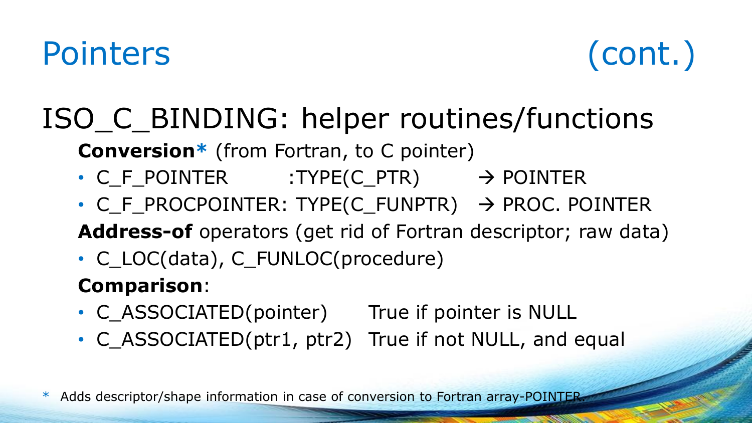# Pointers (cont.)

## ISO_C_BINDING: helper routines/functions

**Conversion*** (from Fortran, to C pointer)

- C_F_POINTER :TYPE(C_PTR) → POINTER
- C_F_PROCPOINTER: TYPE(C_FUNPTR) → PROC. POINTER

**Address-of** operators (get rid of Fortran descriptor; raw data)

- C_LOC(data), C_FUNLOC(procedure)

**Comparison**:

- C_ASSOCIATED(pointer) True if pointer is NULL
- C_ASSOCIATED(ptr1, ptr2) True if not NULL, and equal

* Adds descriptor/shape information in case of conversion to Fortran array-POINTER.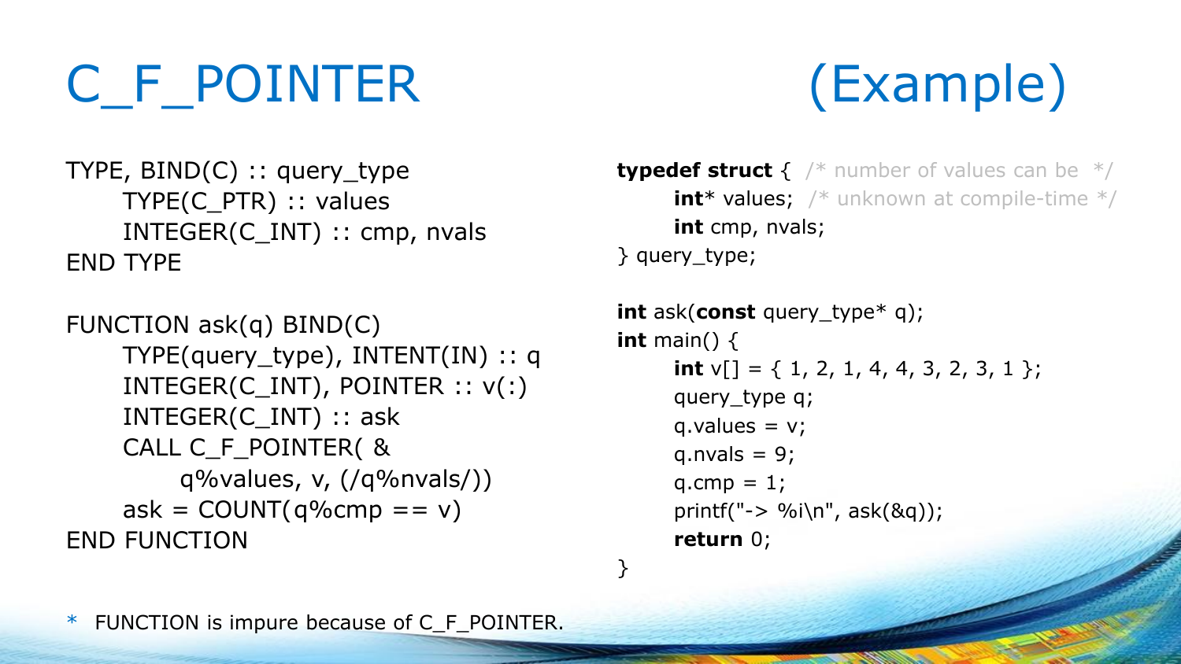# C_F_POINTER (Example)

```fortran
TYPE, BIND(C) :: query_type
    TYPE(C_PTR) :: values
    INTEGER(C_INT) :: cmp, nvals
END TYPE

FUNCTION ask(q) BIND(C)
    TYPE(query_type), INTENT(IN) :: q
    INTEGER(C_INT), POINTER :: v(:)
    INTEGER(C_INT) :: ask
    CALL C_F_POINTER( &
        q%values, v, (/q%nvals/))
    ask = COUNT(q%cmp == v)
END FUNCTION
```

```c
typedef struct { /* number of values can be */
    int* values; /* unknown at compile-time */
    int cmp, nvals;
} query_type;

int ask(const query_type* q);
int main() {
    int v[] = { 1, 2, 1, 4, 4, 3, 2, 3, 1 };
    query_type q;
    q.values = v;
    q.nvals = 9;
    q.cmp = 1;
    printf("-> %i\n", ask(&q));
    return 0;
}
```

\* FUNCTION is impure because of C_F_POINTER.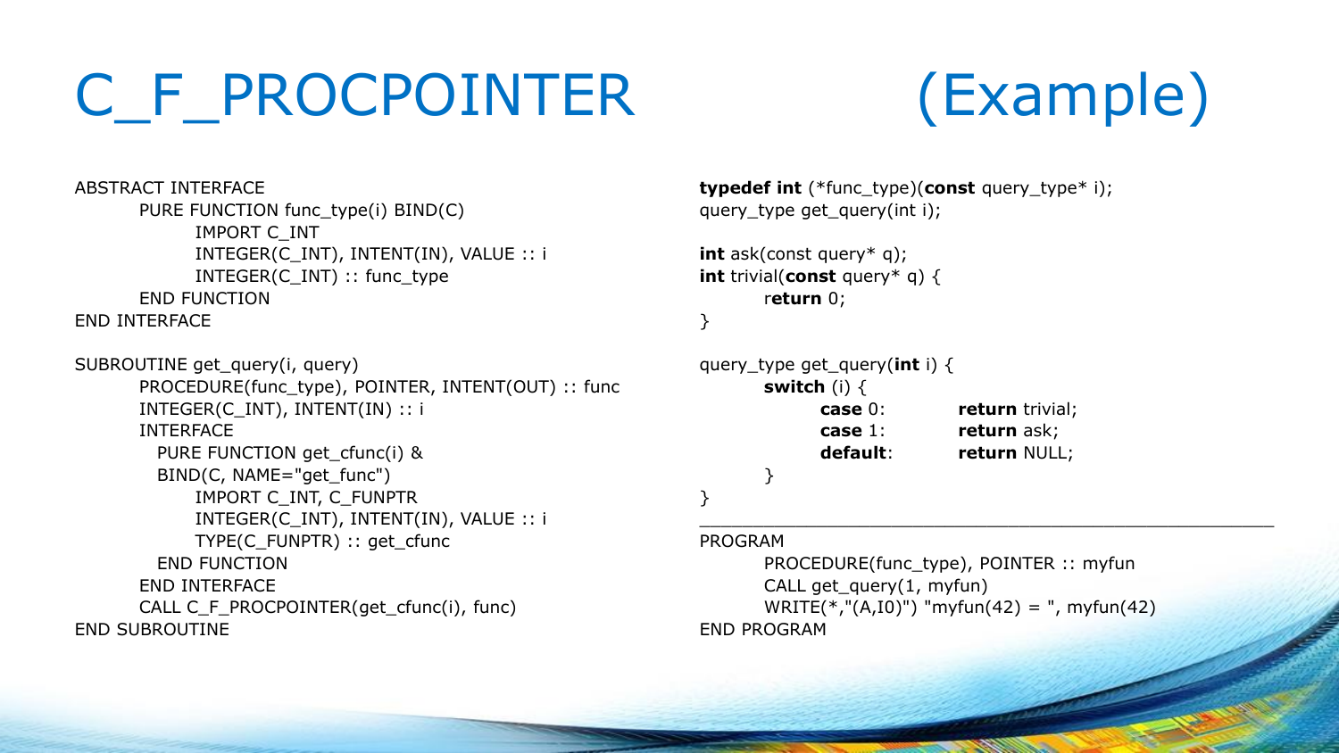# C_F_PROCPOINTER (Example)

```fortran
ABSTRACT INTERFACE
        PURE FUNCTION func_type(i) BIND(C)
               IMPORT C_INT
               INTEGER(C_INT), INTENT(IN), VALUE :: i
               INTEGER(C_INT) :: func_type
        END FUNCTION
END INTERFACE

SUBROUTINE get_query(i, query)
        PROCEDURE(func_type), POINTER, INTENT(OUT) :: func
        INTEGER(C_INT), INTENT(IN) :: i
        INTERFACE
          PURE FUNCTION get_cfunc(i) &
          BIND(C, NAME="get_func")
               IMPORT C_INT, C_FUNPTR
               INTEGER(C_INT), INTENT(IN), VALUE :: i
               TYPE(C_FUNPTR) :: get_cfunc
          END FUNCTION
        END INTERFACE
        CALL C_F_PROCPOINTER(get_cfunc(i), func)
END SUBROUTINE
```

```c
typedef int (*func_type)(const query_type* i);
query_type get_query(int i);

int ask(const query* q);
int trivial(const query* q) {
        return 0;
}

query_type get_query(int i) {
        switch (i) {
               case 0:        return trivial;
               case 1:        return ask;
               default:       return NULL;
        }
}
```

---

```fortran
PROGRAM
        PROCEDURE(func_type), POINTER :: myfun
        CALL get_query(1, myfun)
        WRITE(*,"(A,I0)") "myfun(42) = ", myfun(42)
END PROGRAM
```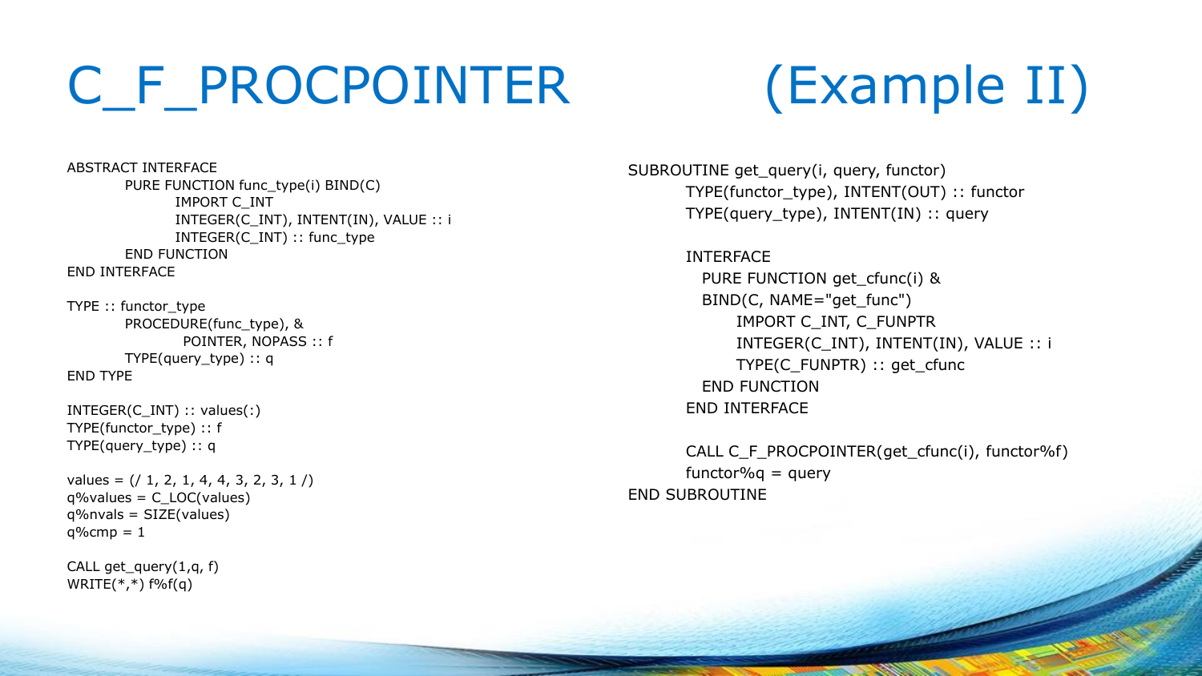# C_F_PROCPOINTER (Example II)

```
ABSTRACT INTERFACE
        PURE FUNCTION func_type(i) BIND(C)
                IMPORT C_INT
                INTEGER(C_INT), INTENT(IN), VALUE :: i
                INTEGER(C_INT) :: func_type
        END FUNCTION
END INTERFACE

TYPE :: functor_type
        PROCEDURE(func_type), &
                 POINTER, NOPASS :: f
        TYPE(query_type) :: q
END TYPE

INTEGER(C_INT) :: values(:)
TYPE(functor_type) :: f
TYPE(query_type) :: q

values = (/ 1, 2, 1, 4, 4, 3, 2, 3, 1 /)
q%values = C_LOC(values)
q%nvals = SIZE(values)
q%cmp = 1

CALL get_query(1,q, f)
WRITE(*,*) f%f(q)
```

```
SUBROUTINE get_query(i, query, functor)
        TYPE(functor_type), INTENT(OUT) :: functor
        TYPE(query_type), INTENT(IN) :: query

        INTERFACE
          PURE FUNCTION get_cfunc(i) &
          BIND(C, NAME="get_func")
                IMPORT C_INT, C_FUNPTR
                INTEGER(C_INT), INTENT(IN), VALUE :: i
                TYPE(C_FUNPTR) :: get_cfunc
          END FUNCTION
        END INTERFACE

        CALL C_F_PROCPOINTER(get_cfunc(i), functor%f)
        functor%q = query
END SUBROUTINE
```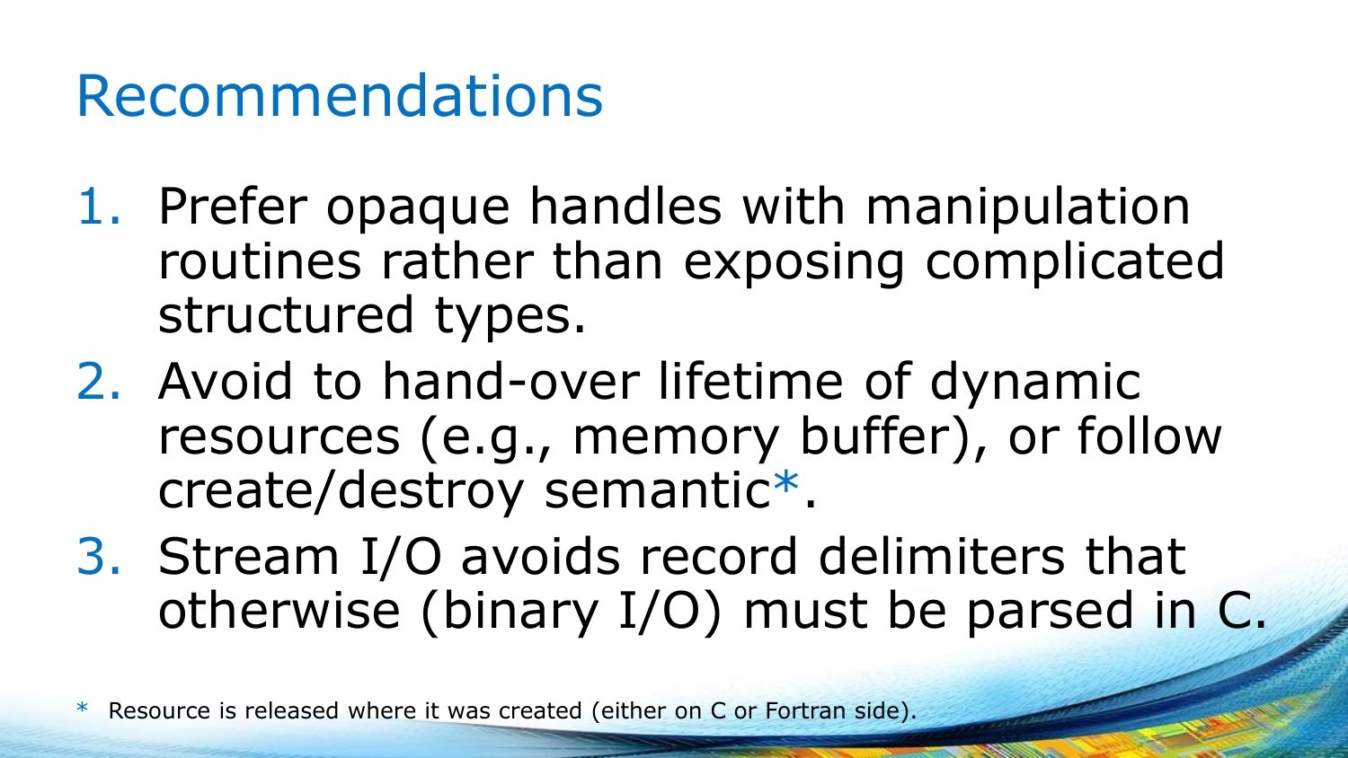# Recommendations

1. Prefer opaque handles with manipulation routines rather than exposing complicated structured types.
2. Avoid to hand-over lifetime of dynamic resources (e.g., memory buffer), or follow create/destroy semantic*.
3. Stream I/O avoids record delimiters that otherwise (binary I/O) must be parsed in C.

\* Resource is released where it was created (either on C or Fortran side).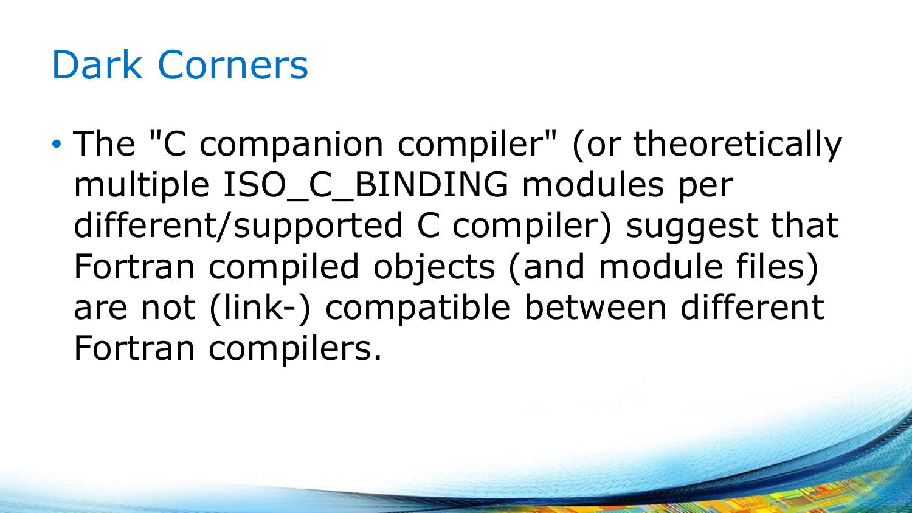# Dark Corners

- The "C companion compiler" (or theoretically multiple ISO_C_BINDING modules per different/supported C compiler) suggest that Fortran compiled objects (and module files) are not (link-) compatible between different Fortran compilers.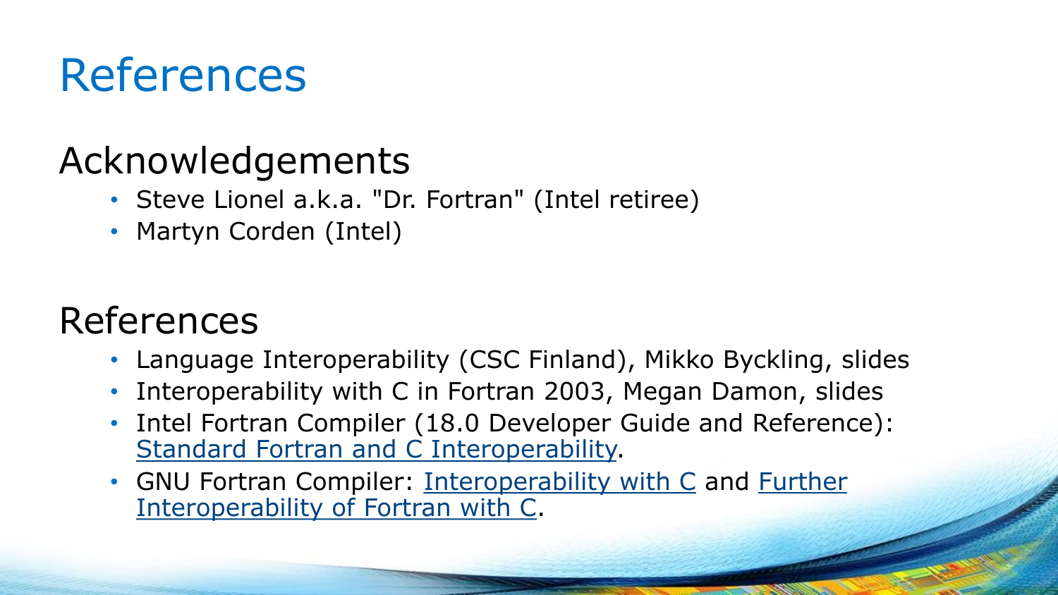# References

## Acknowledgements

- Steve Lionel a.k.a. "Dr. Fortran" (Intel retiree)
- Martyn Corden (Intel)

## References

- Language Interoperability (CSC Finland), Mikko Byckling, slides
- Interoperability with C in Fortran 2003, Megan Damon, slides
- Intel Fortran Compiler (18.0 Developer Guide and Reference): Standard Fortran and C Interoperability.
- GNU Fortran Compiler: Interoperability with C and Further Interoperability of Fortran with C.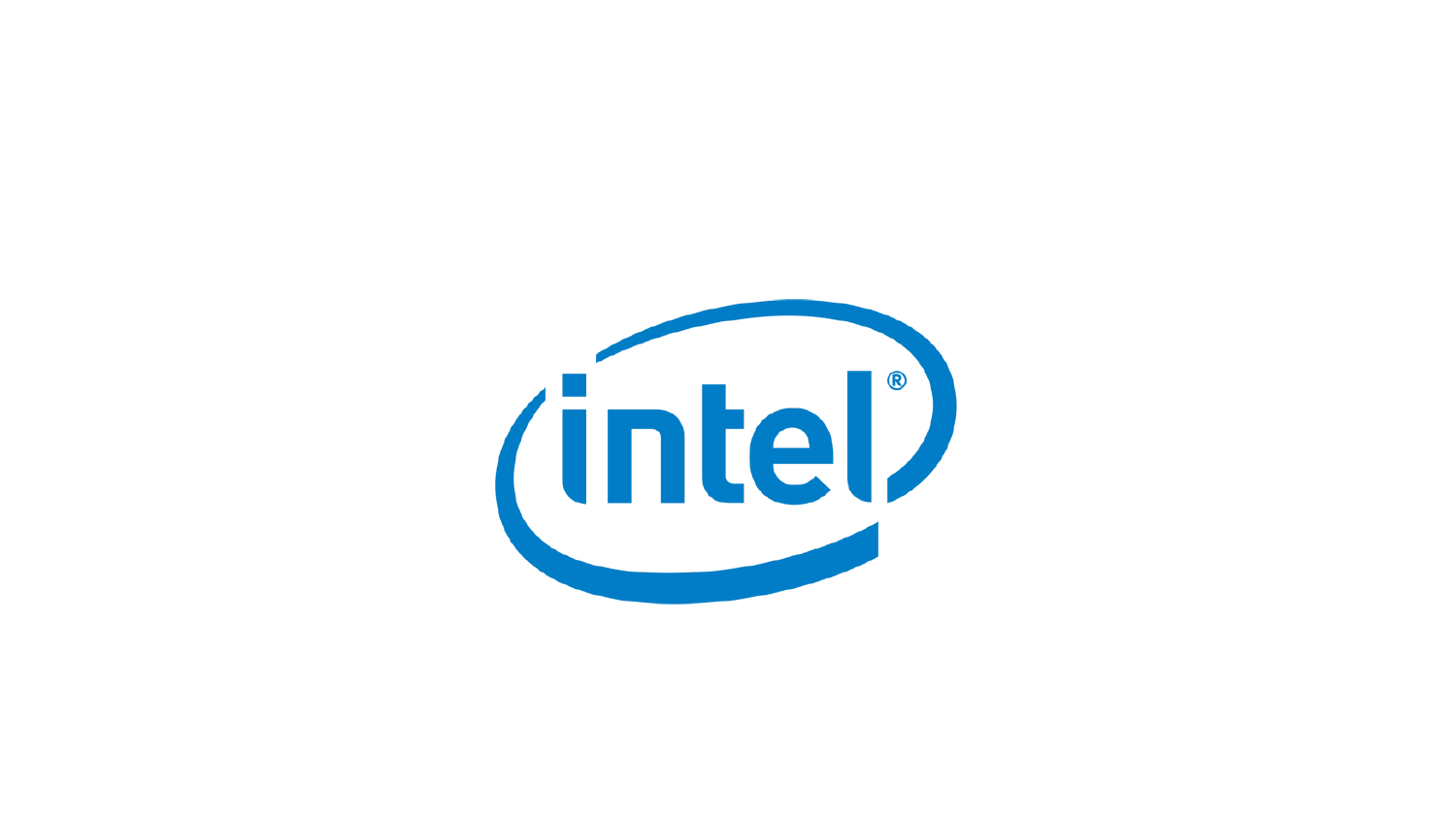intel®